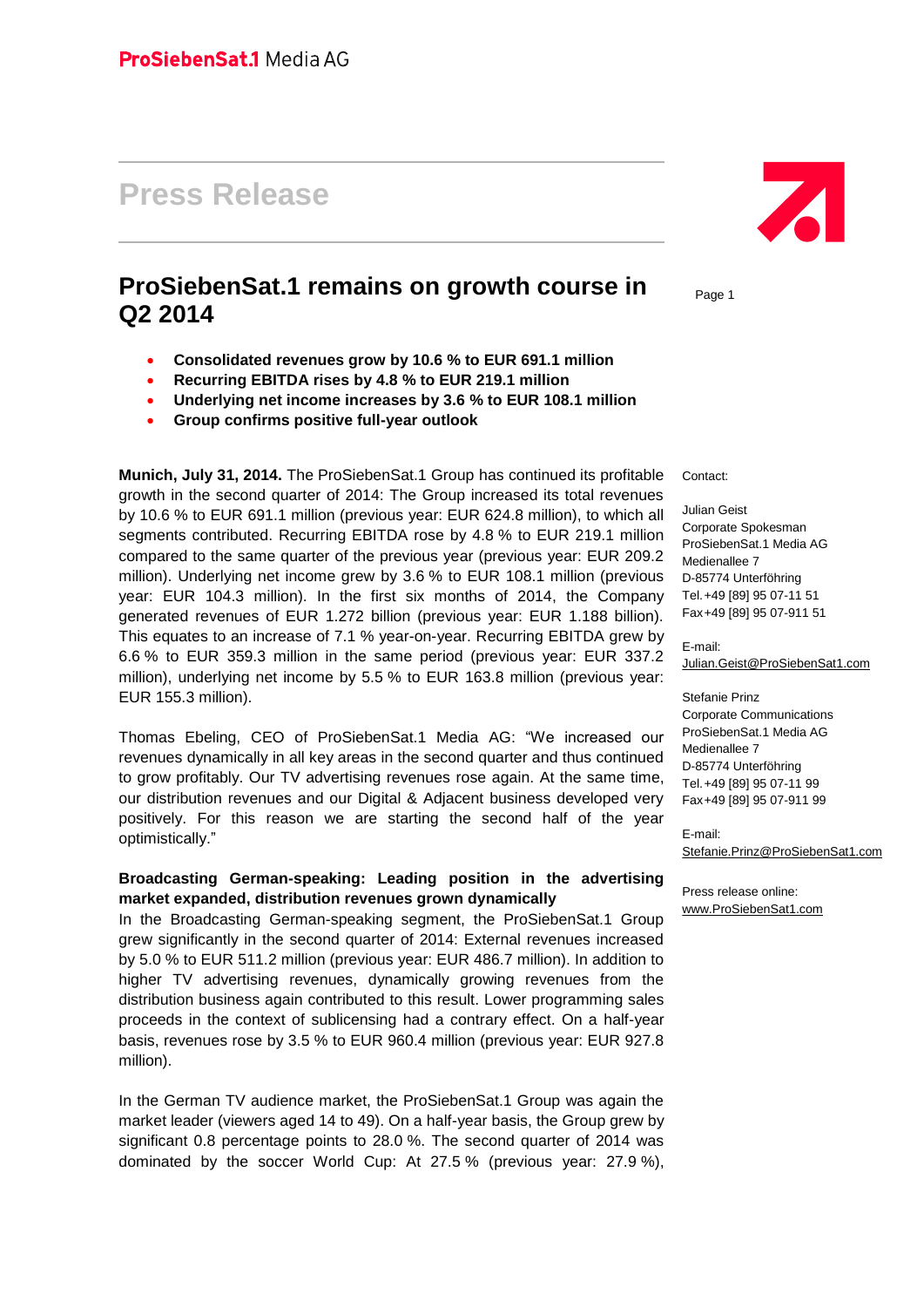ProSiebenSat.1 Media AG

# Press Release

## ProSiebenSat.1 remains on growth course in Q2 2014

- **Consolidated revenues grow by 10.6 % to EUR 691.1 million**
- **Recurring EBITDA rises by 4.8 % to EUR 219.1 million**
- **Underlying net income increases by 3.6 % to EUR 108.1 million**
- **Group confirms positive full-year outlook**

**Munich, July 31, 2014.** The ProSiebenSat.1 Group has continued its profitable growth in the second quarter of 2014: The Group increased its total revenues by 10.6 % to EUR 691.1 million (previous year: EUR 624.8 million), to which all segments contributed. Recurring EBITDA rose by 4.8 % to EUR 219.1 million compared to the same quarter of the previous year (previous year: EUR 209.2 million). Underlying net income grew by 3.6 % to EUR 108.1 million (previous year: EUR 104.3 million). In the first six months of 2014, the Company generated revenues of EUR 1.272 billion (previous year: EUR 1.188 billion). This equates to an increase of 7.1 % year-on-year. Recurring EBITDA grew by 6.6 % to EUR 359.3 million in the same period (previous year: EUR 337.2 million), underlying net income by 5.5 % to EUR 163.8 million (previous year: EUR 155.3 million).

Thomas Ebeling, CEO of ProSiebenSat.1 Media AG: “We increased our revenues dynamically in all key areas in the second quarter and thus continued to grow profitably. Our TV advertising revenues rose again. At the same time, our distribution revenues and our Digital & Adjacent business developed very positively. For this reason we are starting the second half of the year optimistically.”

**Broadcasting German-speaking: Leading position in the advertising market expanded, distribution revenues grown dynamically**

In the Broadcasting German-speaking segment, the ProSiebenSat.1 Group grew significantly in the second quarter of 2014: External revenues increased by 5.0 % to EUR 511.2 million (previous year: EUR 486.7 million). In addition to higher TV advertising revenues, dynamically growing revenues from the distribution business again contributed to this result. Lower programming sales proceeds in the context of sublicensing had a contrary effect. On a half-year basis, revenues rose by 3.5 % to EUR 960.4 million (previous year: EUR 927.8 million).

In the German TV audience market, the ProSiebenSat.1 Group was again the market leader (viewers aged 14 to 49). On a half-year basis, the Group grew by significant 0.8 percentage points to 28.0 %. The second quarter of 2014 was dominated by the soccer World Cup: At 27.5 % (previous year: 27.9 %),

Contact:

Julian Geist
Corporate Spokesman
ProSiebenSat.1 Media AG
Medienallee 7
D-85774 Unterföhring
Tel. +49 [89] 95 07-11 51
Fax +49 [89] 95 07-911 51

E-mail:
Julian.Geist@ProSiebenSat1.com

Stefanie Prinz
Corporate Communications
ProSiebenSat.1 Media AG
Medienallee 7
D-85774 Unterföhring
Tel. +49 [89] 95 07-11 99
Fax +49 [89] 95 07-911 99

E-mail:
Stefanie.Prinz@ProSiebenSat1.com

Press release online:
www.ProSiebenSat1.com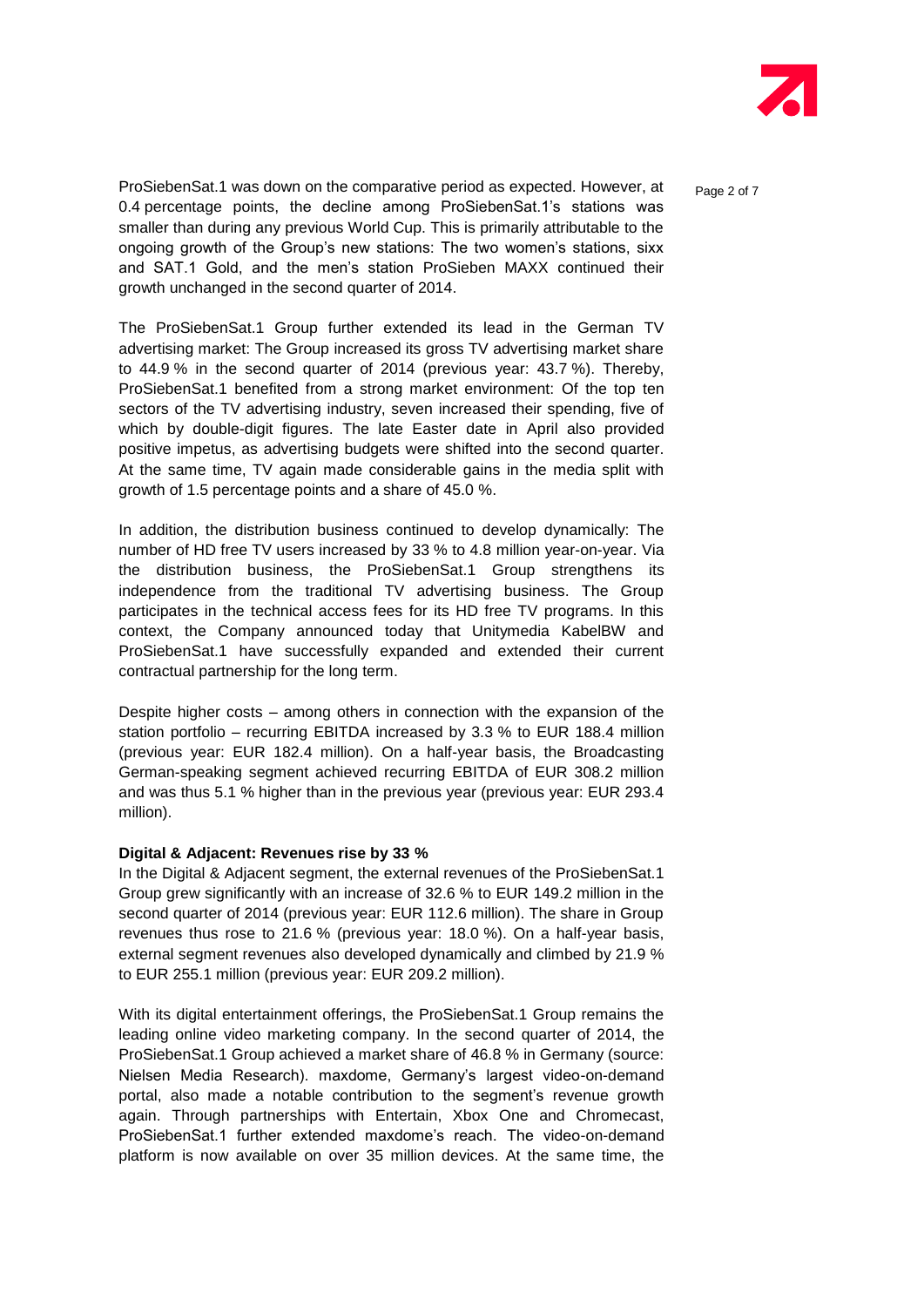ProSiebenSat.1 was down on the comparative period as expected. However, at 0.4 percentage points, the decline among ProSiebenSat.1's stations was smaller than during any previous World Cup. This is primarily attributable to the ongoing growth of the Group's new stations: The two women's stations, sixx and SAT.1 Gold, and the men's station ProSieben MAXX continued their growth unchanged in the second quarter of 2014.

The ProSiebenSat.1 Group further extended its lead in the German TV advertising market: The Group increased its gross TV advertising market share to 44.9 % in the second quarter of 2014 (previous year: 43.7 %). Thereby, ProSiebenSat.1 benefited from a strong market environment: Of the top ten sectors of the TV advertising industry, seven increased their spending, five of which by double-digit figures. The late Easter date in April also provided positive impetus, as advertising budgets were shifted into the second quarter. At the same time, TV again made considerable gains in the media split with growth of 1.5 percentage points and a share of 45.0 %.

In addition, the distribution business continued to develop dynamically: The number of HD free TV users increased by 33 % to 4.8 million year-on-year. Via the distribution business, the ProSiebenSat.1 Group strengthens its independence from the traditional TV advertising business. The Group participates in the technical access fees for its HD free TV programs. In this context, the Company announced today that Unitymedia KabelBW and ProSiebenSat.1 have successfully expanded and extended their current contractual partnership for the long term.

Despite higher costs – among others in connection with the expansion of the station portfolio – recurring EBITDA increased by 3.3 % to EUR 188.4 million (previous year: EUR 182.4 million). On a half-year basis, the Broadcasting German-speaking segment achieved recurring EBITDA of EUR 308.2 million and was thus 5.1 % higher than in the previous year (previous year: EUR 293.4 million).

**Digital & Adjacent: Revenues rise by 33 %**

In the Digital & Adjacent segment, the external revenues of the ProSiebenSat.1 Group grew significantly with an increase of 32.6 % to EUR 149.2 million in the second quarter of 2014 (previous year: EUR 112.6 million). The share in Group revenues thus rose to 21.6 % (previous year: 18.0 %). On a half-year basis, external segment revenues also developed dynamically and climbed by 21.9 % to EUR 255.1 million (previous year: EUR 209.2 million).

With its digital entertainment offerings, the ProSiebenSat.1 Group remains the leading online video marketing company. In the second quarter of 2014, the ProSiebenSat.1 Group achieved a market share of 46.8 % in Germany (source: Nielsen Media Research). maxdome, Germany's largest video-on-demand portal, also made a notable contribution to the segment's revenue growth again. Through partnerships with Entertain, Xbox One and Chromecast, ProSiebenSat.1 further extended maxdome's reach. The video-on-demand platform is now available on over 35 million devices. At the same time, the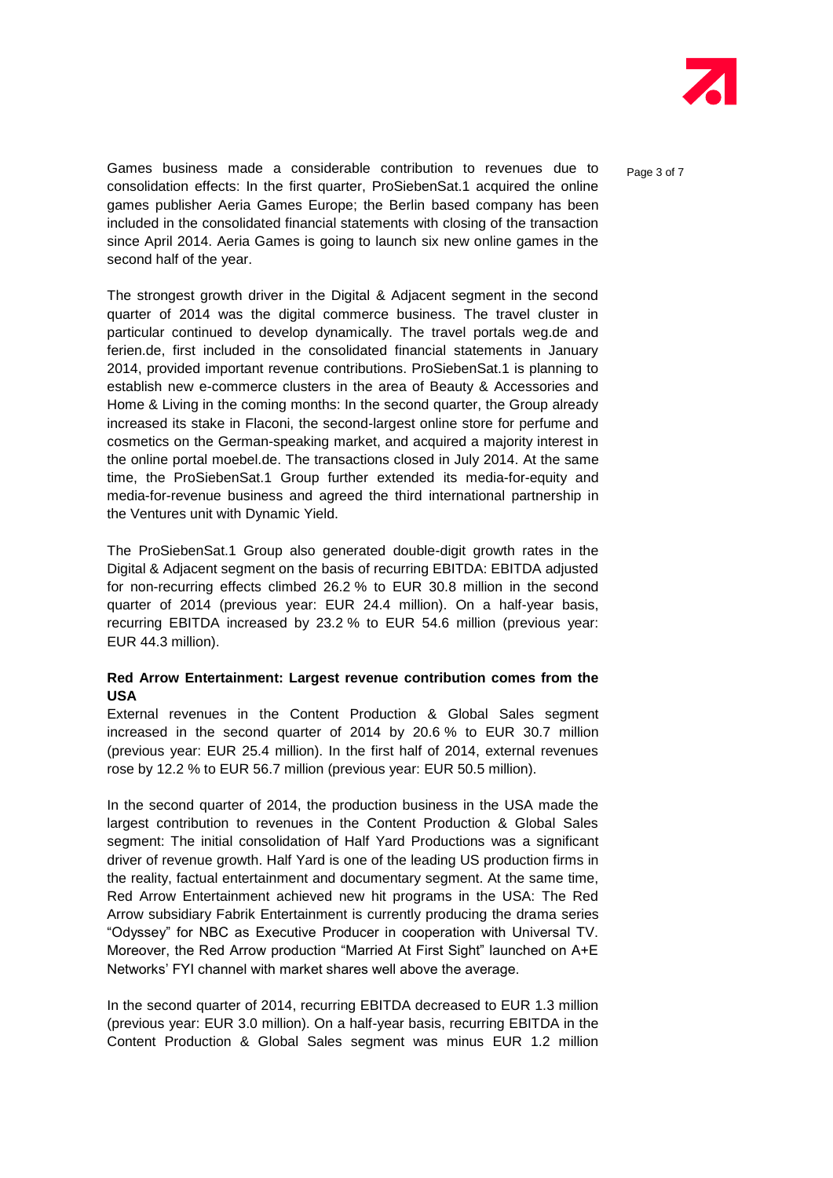Games business made a considerable contribution to revenues due to consolidation effects: In the first quarter, ProSiebenSat.1 acquired the online games publisher Aeria Games Europe; the Berlin based company has been included in the consolidated financial statements with closing of the transaction since April 2014. Aeria Games is going to launch six new online games in the second half of the year.

The strongest growth driver in the Digital & Adjacent segment in the second quarter of 2014 was the digital commerce business. The travel cluster in particular continued to develop dynamically. The travel portals weg.de and ferien.de, first included in the consolidated financial statements in January 2014, provided important revenue contributions. ProSiebenSat.1 is planning to establish new e-commerce clusters in the area of Beauty & Accessories and Home & Living in the coming months: In the second quarter, the Group already increased its stake in Flaconi, the second-largest online store for perfume and cosmetics on the German-speaking market, and acquired a majority interest in the online portal moebel.de. The transactions closed in July 2014. At the same time, the ProSiebenSat.1 Group further extended its media-for-equity and media-for-revenue business and agreed the third international partnership in the Ventures unit with Dynamic Yield.

The ProSiebenSat.1 Group also generated double-digit growth rates in the Digital & Adjacent segment on the basis of recurring EBITDA: EBITDA adjusted for non-recurring effects climbed 26.2 % to EUR 30.8 million in the second quarter of 2014 (previous year: EUR 24.4 million). On a half-year basis, recurring EBITDA increased by 23.2 % to EUR 54.6 million (previous year: EUR 44.3 million).

**Red Arrow Entertainment: Largest revenue contribution comes from the USA**

External revenues in the Content Production & Global Sales segment increased in the second quarter of 2014 by 20.6 % to EUR 30.7 million (previous year: EUR 25.4 million). In the first half of 2014, external revenues rose by 12.2 % to EUR 56.7 million (previous year: EUR 50.5 million).

In the second quarter of 2014, the production business in the USA made the largest contribution to revenues in the Content Production & Global Sales segment: The initial consolidation of Half Yard Productions was a significant driver of revenue growth. Half Yard is one of the leading US production firms in the reality, factual entertainment and documentary segment. At the same time, Red Arrow Entertainment achieved new hit programs in the USA: The Red Arrow subsidiary Fabrik Entertainment is currently producing the drama series "Odyssey" for NBC as Executive Producer in cooperation with Universal TV. Moreover, the Red Arrow production "Married At First Sight" launched on A+E Networks' FYI channel with market shares well above the average.

In the second quarter of 2014, recurring EBITDA decreased to EUR 1.3 million (previous year: EUR 3.0 million). On a half-year basis, recurring EBITDA in the Content Production & Global Sales segment was minus EUR 1.2 million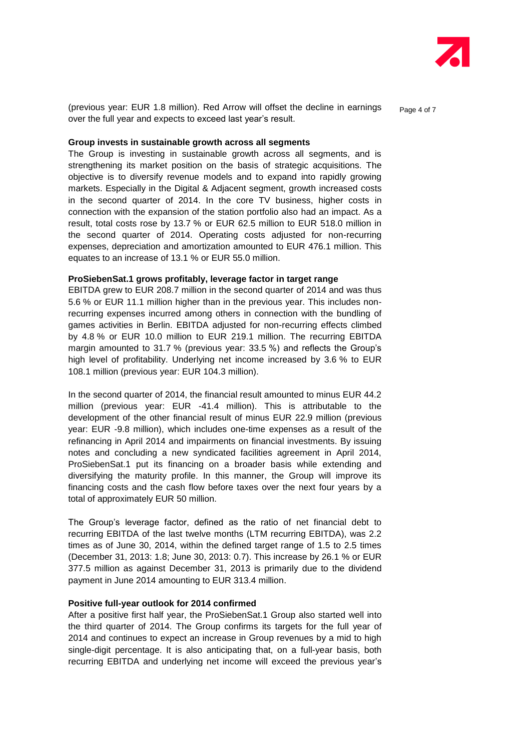(previous year: EUR 1.8 million). Red Arrow will offset the decline in earnings over the full year and expects to exceed last year's result.

**Group invests in sustainable growth across all segments**

The Group is investing in sustainable growth across all segments, and is strengthening its market position on the basis of strategic acquisitions. The objective is to diversify revenue models and to expand into rapidly growing markets. Especially in the Digital & Adjacent segment, growth increased costs in the second quarter of 2014. In the core TV business, higher costs in connection with the expansion of the station portfolio also had an impact. As a result, total costs rose by 13.7 % or EUR 62.5 million to EUR 518.0 million in the second quarter of 2014. Operating costs adjusted for non-recurring expenses, depreciation and amortization amounted to EUR 476.1 million. This equates to an increase of 13.1 % or EUR 55.0 million.

**ProSiebenSat.1 grows profitably, leverage factor in target range**

EBITDA grew to EUR 208.7 million in the second quarter of 2014 and was thus 5.6 % or EUR 11.1 million higher than in the previous year. This includes non-recurring expenses incurred among others in connection with the bundling of games activities in Berlin. EBITDA adjusted for non-recurring effects climbed by 4.8 % or EUR 10.0 million to EUR 219.1 million. The recurring EBITDA margin amounted to 31.7 % (previous year: 33.5 %) and reflects the Group's high level of profitability. Underlying net income increased by 3.6 % to EUR 108.1 million (previous year: EUR 104.3 million).

In the second quarter of 2014, the financial result amounted to minus EUR 44.2 million (previous year: EUR -41.4 million). This is attributable to the development of the other financial result of minus EUR 22.9 million (previous year: EUR -9.8 million), which includes one-time expenses as a result of the refinancing in April 2014 and impairments on financial investments. By issuing notes and concluding a new syndicated facilities agreement in April 2014, ProSiebenSat.1 put its financing on a broader basis while extending and diversifying the maturity profile. In this manner, the Group will improve its financing costs and the cash flow before taxes over the next four years by a total of approximately EUR 50 million.

The Group's leverage factor, defined as the ratio of net financial debt to recurring EBITDA of the last twelve months (LTM recurring EBITDA), was 2.2 times as of June 30, 2014, within the defined target range of 1.5 to 2.5 times (December 31, 2013: 1.8; June 30, 2013: 0.7). This increase by 26.1 % or EUR 377.5 million as against December 31, 2013 is primarily due to the dividend payment in June 2014 amounting to EUR 313.4 million.

**Positive full-year outlook for 2014 confirmed**

After a positive first half year, the ProSiebenSat.1 Group also started well into the third quarter of 2014. The Group confirms its targets for the full year of 2014 and continues to expect an increase in Group revenues by a mid to high single-digit percentage. It is also anticipating that, on a full-year basis, both recurring EBITDA and underlying net income will exceed the previous year's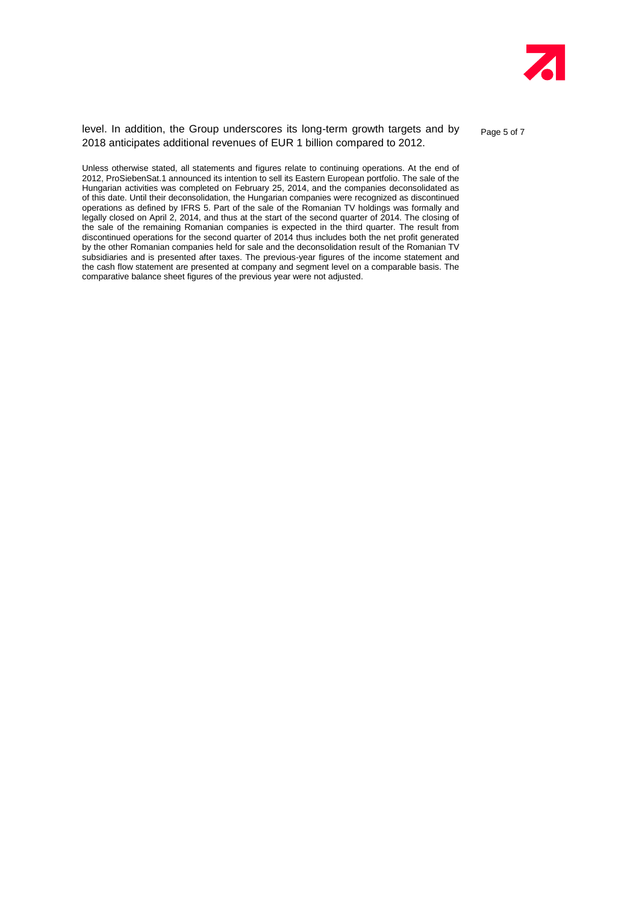level. In addition, the Group underscores its long-term growth targets and by 2018 anticipates additional revenues of EUR 1 billion compared to 2012.

Unless otherwise stated, all statements and figures relate to continuing operations. At the end of 2012, ProSiebenSat.1 announced its intention to sell its Eastern European portfolio. The sale of the Hungarian activities was completed on February 25, 2014, and the companies deconsolidated as of this date. Until their deconsolidation, the Hungarian companies were recognized as discontinued operations as defined by IFRS 5. Part of the sale of the Romanian TV holdings was formally and legally closed on April 2, 2014, and thus at the start of the second quarter of 2014. The closing of the sale of the remaining Romanian companies is expected in the third quarter. The result from discontinued operations for the second quarter of 2014 thus includes both the net profit generated by the other Romanian companies held for sale and the deconsolidation result of the Romanian TV subsidiaries and is presented after taxes. The previous-year figures of the income statement and the cash flow statement are presented at company and segment level on a comparable basis. The comparative balance sheet figures of the previous year were not adjusted.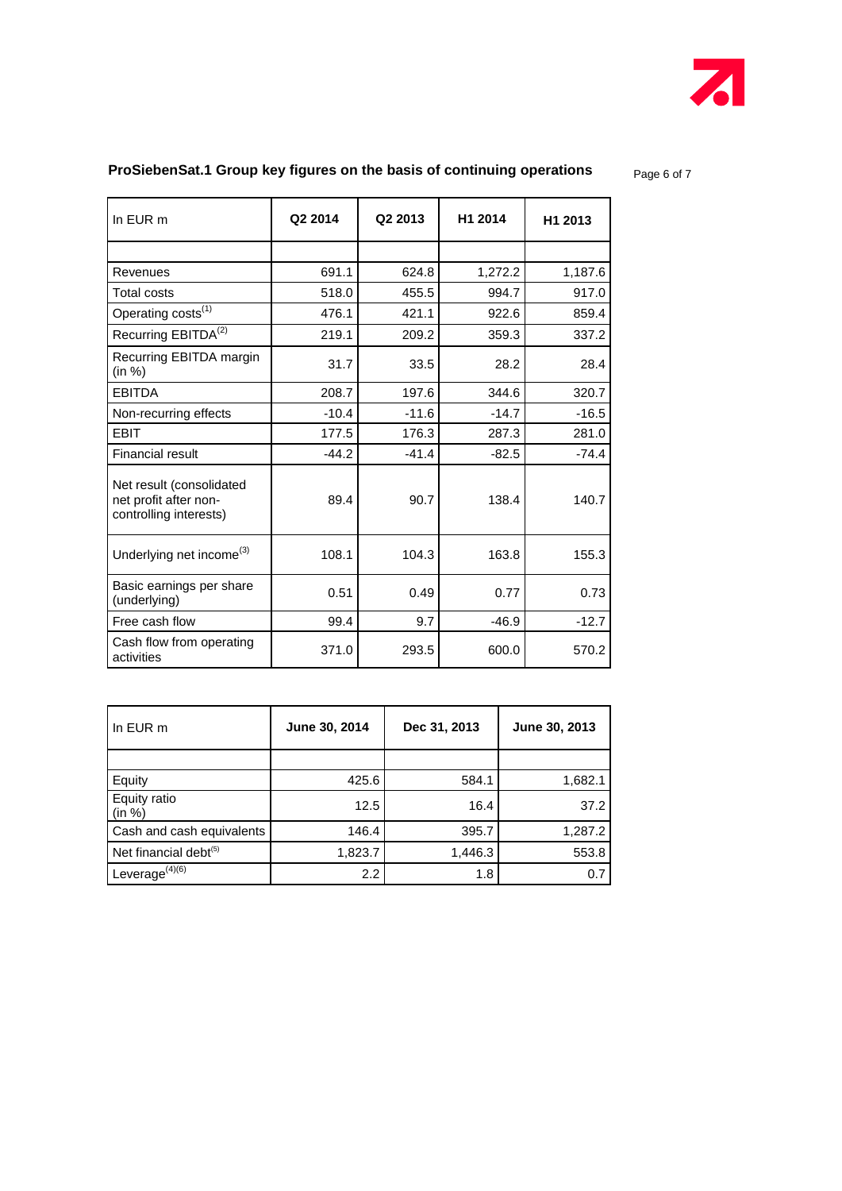## ProSiebenSat.1 Group key figures on the basis of continuing operations

| In EUR m | Q2 2014 | Q2 2013 | H1 2014 | H1 2013 |
|---|---|---|---|---|
| | | | | |
| Revenues | 691.1 | 624.8 | 1,272.2 | 1,187.6 |
| Total costs | 518.0 | 455.5 | 994.7 | 917.0 |
| Operating costs[1] | 476.1 | 421.1 | 922.6 | 859.4 |
| Recurring EBITDA[2] | 219.1 | 209.2 | 359.3 | 337.2 |
| Recurring EBITDA margin (in %) | 31.7 | 33.5 | 28.2 | 28.4 |
| EBITDA | 208.7 | 197.6 | 344.6 | 320.7 |
| Non-recurring effects | -10.4 | -11.6 | -14.7 | -16.5 |
| EBIT | 177.5 | 176.3 | 287.3 | 281.0 |
| Financial result | -44.2 | -41.4 | -82.5 | -74.4 |
| Net result (consolidated net profit after non-controlling interests) | 89.4 | 90.7 | 138.4 | 140.7 |
| Underlying net income[3] | 108.1 | 104.3 | 163.8 | 155.3 |
| Basic earnings per share (underlying) | 0.51 | 0.49 | 0.77 | 0.73 |
| Free cash flow | 99.4 | 9.7 | -46.9 | -12.7 |
| Cash flow from operating activities | 371.0 | 293.5 | 600.0 | 570.2 |

| In EUR m | June 30, 2014 | Dec 31, 2013 | June 30, 2013 |
|---|---|---|---|
| | | | |
| Equity | 425.6 | 584.1 | 1,682.1 |
| Equity ratio (in %) | 12.5 | 16.4 | 37.2 |
| Cash and cash equivalents | 146.4 | 395.7 | 1,287.2 |
| Net financial debt[5] | 1,823.7 | 1,446.3 | 553.8 |
| Leverage[4][6] | 2.2 | 1.8 | 0.7 |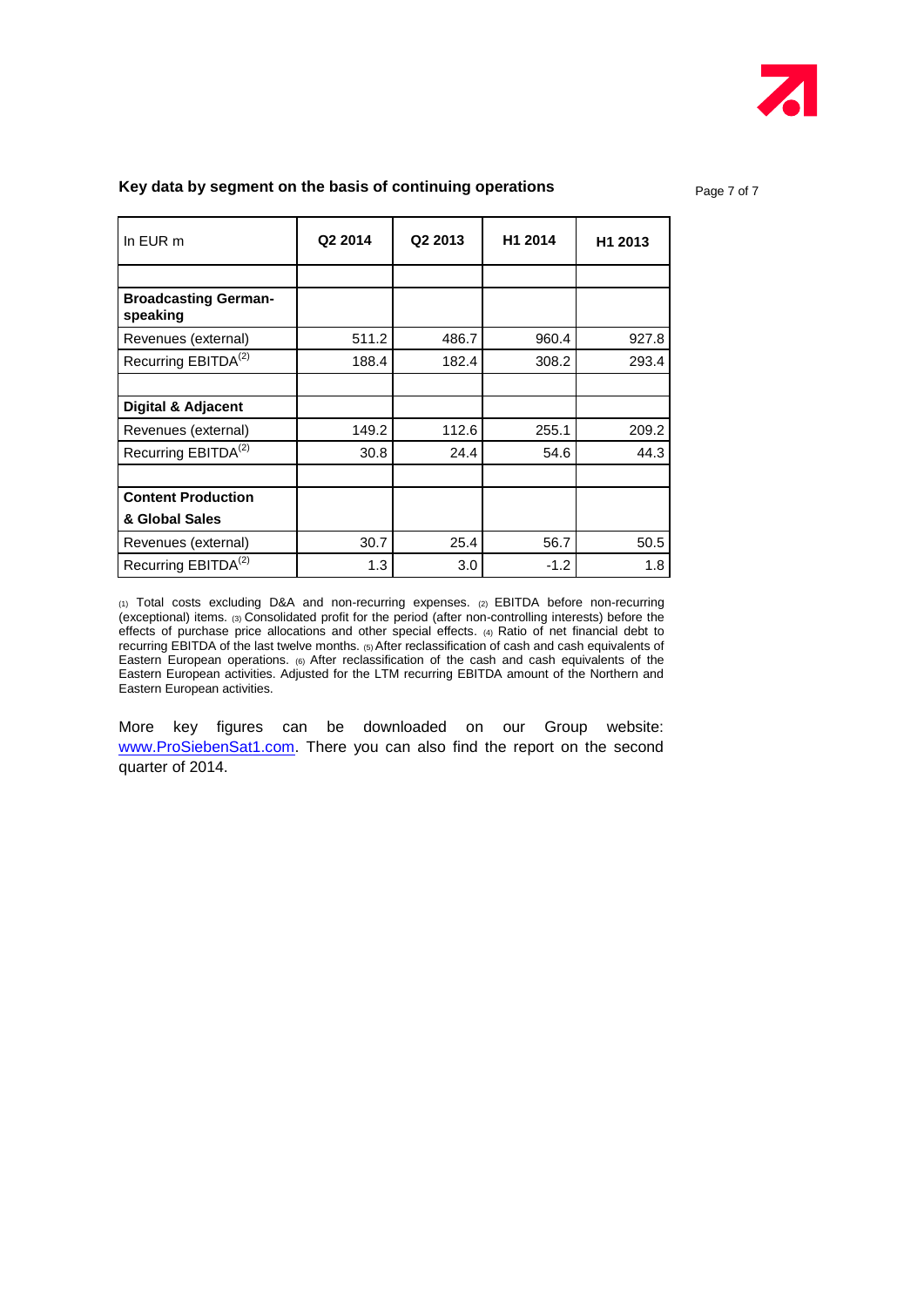## Key data by segment on the basis of continuing operations

| In EUR m | Q2 2014 | Q2 2013 | H1 2014 | H1 2013 |
|---|---|---|---|---|
| | | | | |
| **Broadcasting German-speaking** | | | | |
| Revenues (external) | 511.2 | 486.7 | 960.4 | 927.8 |
| Recurring EBITDA(2) | 188.4 | 182.4 | 308.2 | 293.4 |
| | | | | |
| **Digital & Adjacent** | | | | |
| Revenues (external) | 149.2 | 112.6 | 255.1 | 209.2 |
| Recurring EBITDA(2) | 30.8 | 24.4 | 54.6 | 44.3 |
| | | | | |
| **Content Production & Global Sales** | | | | |
| Revenues (external) | 30.7 | 25.4 | 56.7 | 50.5 |
| Recurring EBITDA(2) | 1.3 | 3.0 | -1.2 | 1.8 |

(1) Total costs excluding D&A and non-recurring expenses. (2) EBITDA before non-recurring (exceptional) items. (3) Consolidated profit for the period (after non-controlling interests) before the effects of purchase price allocations and other special effects. (4) Ratio of net financial debt to recurring EBITDA of the last twelve months. (5) After reclassification of cash and cash equivalents of Eastern European operations. (6) After reclassification of the cash and cash equivalents of the Eastern European activities. Adjusted for the LTM recurring EBITDA amount of the Northern and Eastern European activities.

More key figures can be downloaded on our Group website: www.ProSiebenSat1.com. There you can also find the report on the second quarter of 2014.